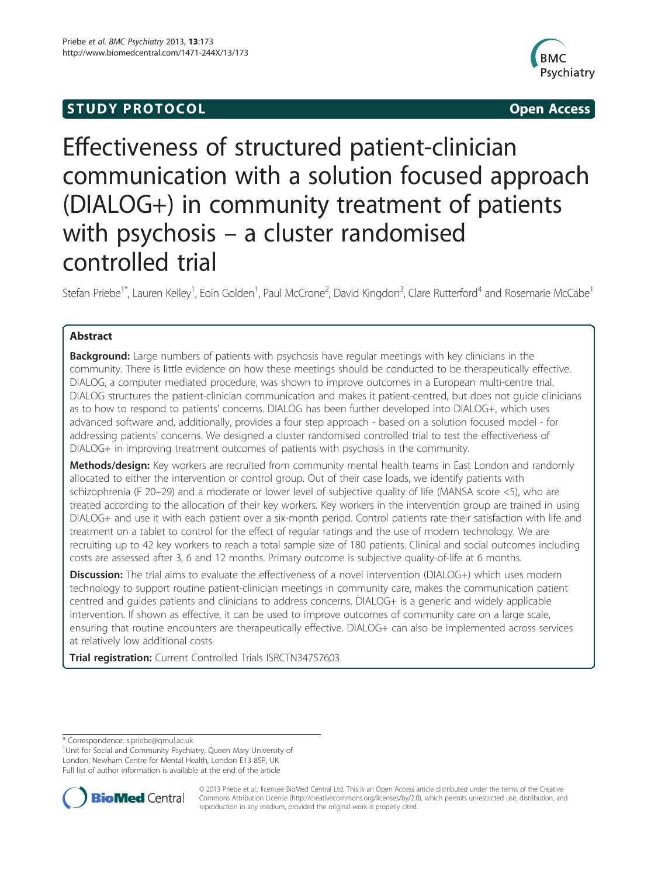STUDY PROTOCOL Open Access

# Effectiveness of structured patient-clinician communication with a solution focused approach (DIALOG+) in community treatment of patients with psychosis – a cluster randomised controlled trial

Stefan Priebe[1*], Lauren Kelley[1], Eoin Golden[1], Paul McCrone[2], David Kingdon[3], Clare Rutterford[4] and Rosemarie McCabe[1]

## Abstract

**Background:** Large numbers of patients with psychosis have regular meetings with key clinicians in the community. There is little evidence on how these meetings should be conducted to be therapeutically effective. DIALOG, a computer mediated procedure, was shown to improve outcomes in a European multi-centre trial. DIALOG structures the patient-clinician communication and makes it patient-centred, but does not guide clinicians as to how to respond to patients' concerns. DIALOG has been further developed into DIALOG+, which uses advanced software and, additionally, provides a four step approach - based on a solution focused model - for addressing patients' concerns. We designed a cluster randomised controlled trial to test the effectiveness of DIALOG+ in improving treatment outcomes of patients with psychosis in the community.

**Methods/design:** Key workers are recruited from community mental health teams in East London and randomly allocated to either the intervention or control group. Out of their case loads, we identify patients with schizophrenia (F 20–29) and a moderate or lower level of subjective quality of life (MANSA score <5), who are treated according to the allocation of their key workers. Key workers in the intervention group are trained in using DIALOG+ and use it with each patient over a six-month period. Control patients rate their satisfaction with life and treatment on a tablet to control for the effect of regular ratings and the use of modern technology. We are recruiting up to 42 key workers to reach a total sample size of 180 patients. Clinical and social outcomes including costs are assessed after 3, 6 and 12 months. Primary outcome is subjective quality-of-life at 6 months.

**Discussion:** The trial aims to evaluate the effectiveness of a novel intervention (DIALOG+) which uses modern technology to support routine patient-clinician meetings in community care, makes the communication patient centred and guides patients and clinicians to address concerns. DIALOG+ is a generic and widely applicable intervention. If shown as effective, it can be used to improve outcomes of community care on a large scale, ensuring that routine encounters are therapeutically effective. DIALOG+ can also be implemented across services at relatively low additional costs.

**Trial registration:** Current Controlled Trials ISRCTN34757603

---

* Correspondence: s.priebe@qmul.ac.uk
[1]Unit for Social and Community Psychiatry, Queen Mary University of London, Newham Centre for Mental Health, London E13 8SP, UK
Full list of author information is available at the end of the article

© 2013 Priebe et al.; licensee BioMed Central Ltd. This is an Open Access article distributed under the terms of the Creative Commons Attribution License (http://creativecommons.org/licenses/by/2.0), which permits unrestricted use, distribution, and reproduction in any medium, provided the original work is properly cited.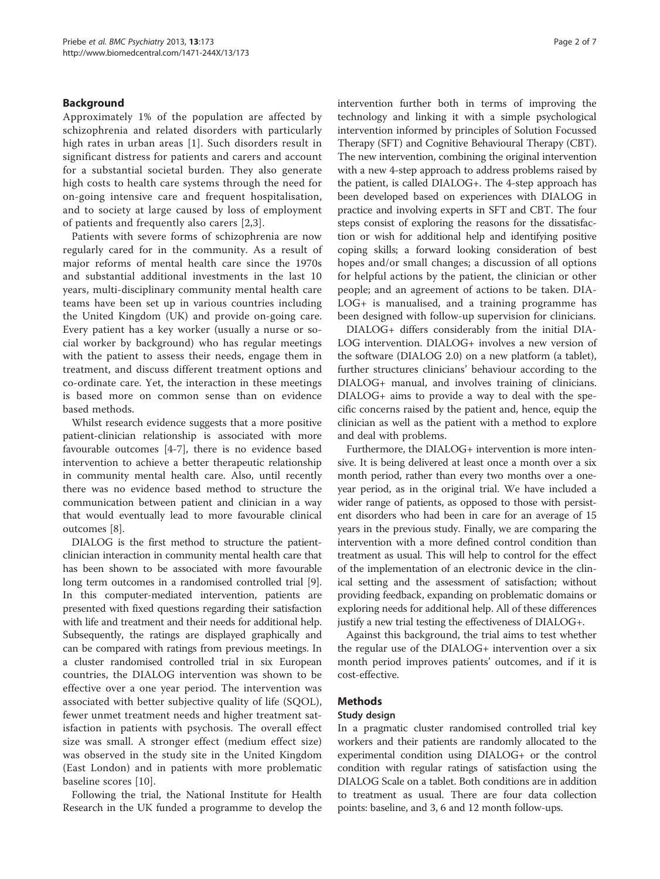## Background

Approximately 1% of the population are affected by schizophrenia and related disorders with particularly high rates in urban areas [1]. Such disorders result in significant distress for patients and carers and account for a substantial societal burden. They also generate high costs to health care systems through the need for on-going intensive care and frequent hospitalisation, and to society at large caused by loss of employment of patients and frequently also carers [2,3].

Patients with severe forms of schizophrenia are now regularly cared for in the community. As a result of major reforms of mental health care since the 1970s and substantial additional investments in the last 10 years, multi-disciplinary community mental health care teams have been set up in various countries including the United Kingdom (UK) and provide on-going care. Every patient has a key worker (usually a nurse or social worker by background) who has regular meetings with the patient to assess their needs, engage them in treatment, and discuss different treatment options and co-ordinate care. Yet, the interaction in these meetings is based more on common sense than on evidence based methods.

Whilst research evidence suggests that a more positive patient-clinician relationship is associated with more favourable outcomes [4-7], there is no evidence based intervention to achieve a better therapeutic relationship in community mental health care. Also, until recently there was no evidence based method to structure the communication between patient and clinician in a way that would eventually lead to more favourable clinical outcomes [8].

DIALOG is the first method to structure the patient-clinician interaction in community mental health care that has been shown to be associated with more favourable long term outcomes in a randomised controlled trial [9]. In this computer-mediated intervention, patients are presented with fixed questions regarding their satisfaction with life and treatment and their needs for additional help. Subsequently, the ratings are displayed graphically and can be compared with ratings from previous meetings. In a cluster randomised controlled trial in six European countries, the DIALOG intervention was shown to be effective over a one year period. The intervention was associated with better subjective quality of life (SQOL), fewer unmet treatment needs and higher treatment satisfaction in patients with psychosis. The overall effect size was small. A stronger effect (medium effect size) was observed in the study site in the United Kingdom (East London) and in patients with more problematic baseline scores [10].

Following the trial, the National Institute for Health Research in the UK funded a programme to develop the intervention further both in terms of improving the technology and linking it with a simple psychological intervention informed by principles of Solution Focussed Therapy (SFT) and Cognitive Behavioural Therapy (CBT). The new intervention, combining the original intervention with a new 4-step approach to address problems raised by the patient, is called DIALOG+. The 4-step approach has been developed based on experiences with DIALOG in practice and involving experts in SFT and CBT. The four steps consist of exploring the reasons for the dissatisfaction or wish for additional help and identifying positive coping skills; a forward looking consideration of best hopes and/or small changes; a discussion of all options for helpful actions by the patient, the clinician or other people; and an agreement of actions to be taken. DIALOG+ is manualised, and a training programme has been designed with follow-up supervision for clinicians.

DIALOG+ differs considerably from the initial DIALOG intervention. DIALOG+ involves a new version of the software (DIALOG 2.0) on a new platform (a tablet), further structures clinicians' behaviour according to the DIALOG+ manual, and involves training of clinicians. DIALOG+ aims to provide a way to deal with the specific concerns raised by the patient and, hence, equip the clinician as well as the patient with a method to explore and deal with problems.

Furthermore, the DIALOG+ intervention is more intensive. It is being delivered at least once a month over a six month period, rather than every two months over a one-year period, as in the original trial. We have included a wider range of patients, as opposed to those with persistent disorders who had been in care for an average of 15 years in the previous study. Finally, we are comparing the intervention with a more defined control condition than treatment as usual. This will help to control for the effect of the implementation of an electronic device in the clinical setting and the assessment of satisfaction; without providing feedback, expanding on problematic domains or exploring needs for additional help. All of these differences justify a new trial testing the effectiveness of DIALOG+.

Against this background, the trial aims to test whether the regular use of the DIALOG+ intervention over a six month period improves patients' outcomes, and if it is cost-effective.

## Methods

### Study design

In a pragmatic cluster randomised controlled trial key workers and their patients are randomly allocated to the experimental condition using DIALOG+ or the control condition with regular ratings of satisfaction using the DIALOG Scale on a tablet. Both conditions are in addition to treatment as usual. There are four data collection points: baseline, and 3, 6 and 12 month follow-ups.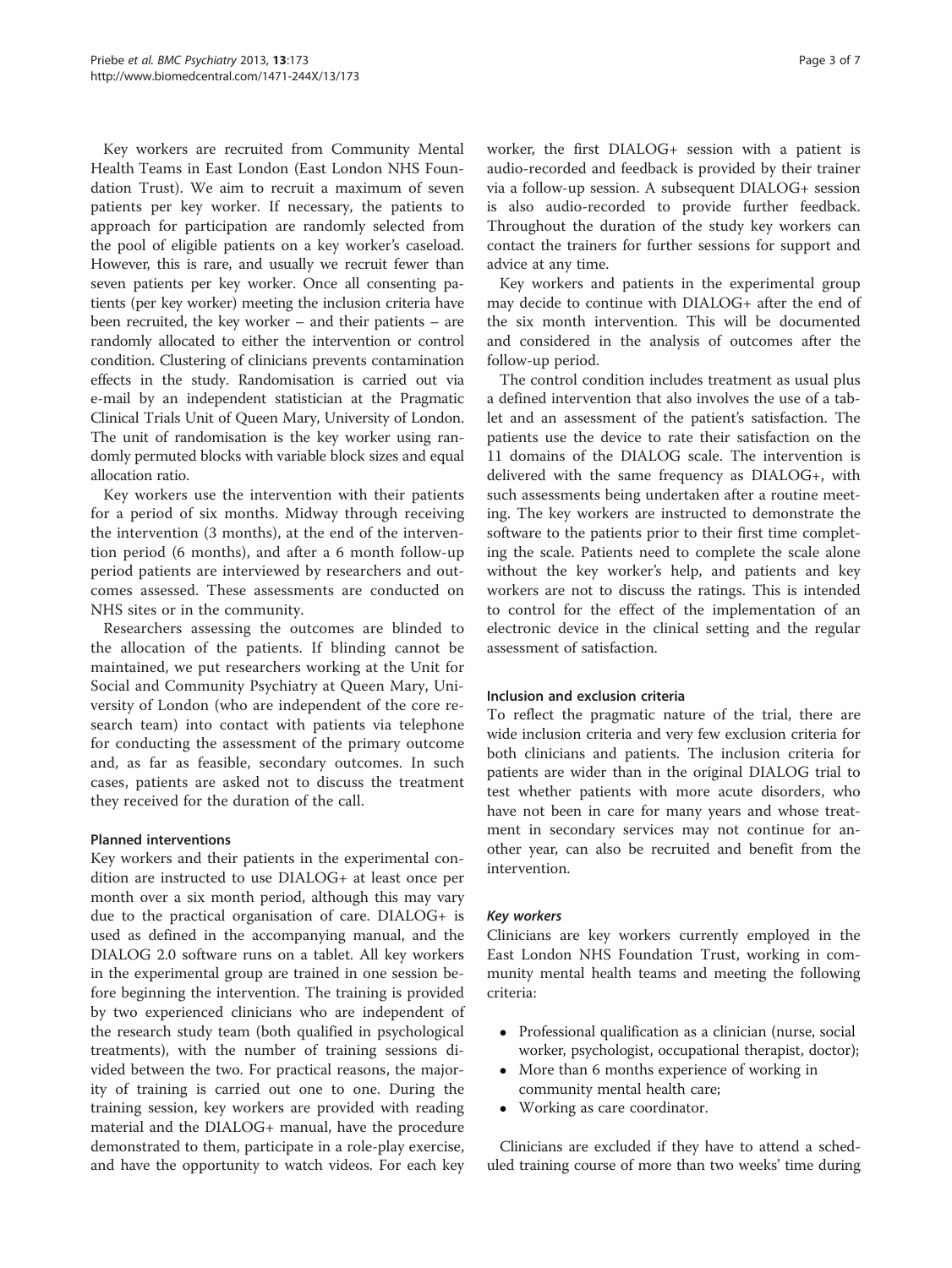Key workers are recruited from Community Mental Health Teams in East London (East London NHS Foundation Trust). We aim to recruit a maximum of seven patients per key worker. If necessary, the patients to approach for participation are randomly selected from the pool of eligible patients on a key worker's caseload. However, this is rare, and usually we recruit fewer than seven patients per key worker. Once all consenting patients (per key worker) meeting the inclusion criteria have been recruited, the key worker – and their patients – are randomly allocated to either the intervention or control condition. Clustering of clinicians prevents contamination effects in the study. Randomisation is carried out via e-mail by an independent statistician at the Pragmatic Clinical Trials Unit of Queen Mary, University of London. The unit of randomisation is the key worker using randomly permuted blocks with variable block sizes and equal allocation ratio.

Key workers use the intervention with their patients for a period of six months. Midway through receiving the intervention (3 months), at the end of the intervention period (6 months), and after a 6 month follow-up period patients are interviewed by researchers and outcomes assessed. These assessments are conducted on NHS sites or in the community.

Researchers assessing the outcomes are blinded to the allocation of the patients. If blinding cannot be maintained, we put researchers working at the Unit for Social and Community Psychiatry at Queen Mary, University of London (who are independent of the core research team) into contact with patients via telephone for conducting the assessment of the primary outcome and, as far as feasible, secondary outcomes. In such cases, patients are asked not to discuss the treatment they received for the duration of the call.

#### Planned interventions

Key workers and their patients in the experimental condition are instructed to use DIALOG+ at least once per month over a six month period, although this may vary due to the practical organisation of care. DIALOG+ is used as defined in the accompanying manual, and the DIALOG 2.0 software runs on a tablet. All key workers in the experimental group are trained in one session before beginning the intervention. The training is provided by two experienced clinicians who are independent of the research study team (both qualified in psychological treatments), with the number of training sessions divided between the two. For practical reasons, the majority of training is carried out one to one. During the training session, key workers are provided with reading material and the DIALOG+ manual, have the procedure demonstrated to them, participate in a role-play exercise, and have the opportunity to watch videos. For each key worker, the first DIALOG+ session with a patient is audio-recorded and feedback is provided by their trainer via a follow-up session. A subsequent DIALOG+ session is also audio-recorded to provide further feedback. Throughout the duration of the study key workers can contact the trainers for further sessions for support and advice at any time.

Key workers and patients in the experimental group may decide to continue with DIALOG+ after the end of the six month intervention. This will be documented and considered in the analysis of outcomes after the follow-up period.

The control condition includes treatment as usual plus a defined intervention that also involves the use of a tablet and an assessment of the patient's satisfaction. The patients use the device to rate their satisfaction on the 11 domains of the DIALOG scale. The intervention is delivered with the same frequency as DIALOG+, with such assessments being undertaken after a routine meeting. The key workers are instructed to demonstrate the software to the patients prior to their first time completing the scale. Patients need to complete the scale alone without the key worker's help, and patients and key workers are not to discuss the ratings. This is intended to control for the effect of the implementation of an electronic device in the clinical setting and the regular assessment of satisfaction.

#### Inclusion and exclusion criteria

To reflect the pragmatic nature of the trial, there are wide inclusion criteria and very few exclusion criteria for both clinicians and patients. The inclusion criteria for patients are wider than in the original DIALOG trial to test whether patients with more acute disorders, who have not been in care for many years and whose treatment in secondary services may not continue for another year, can also be recruited and benefit from the intervention.

##### *Key workers*

Clinicians are key workers currently employed in the East London NHS Foundation Trust, working in community mental health teams and meeting the following criteria:

- Professional qualification as a clinician (nurse, social worker, psychologist, occupational therapist, doctor);
- More than 6 months experience of working in community mental health care;
- Working as care coordinator.

Clinicians are excluded if they have to attend a scheduled training course of more than two weeks' time during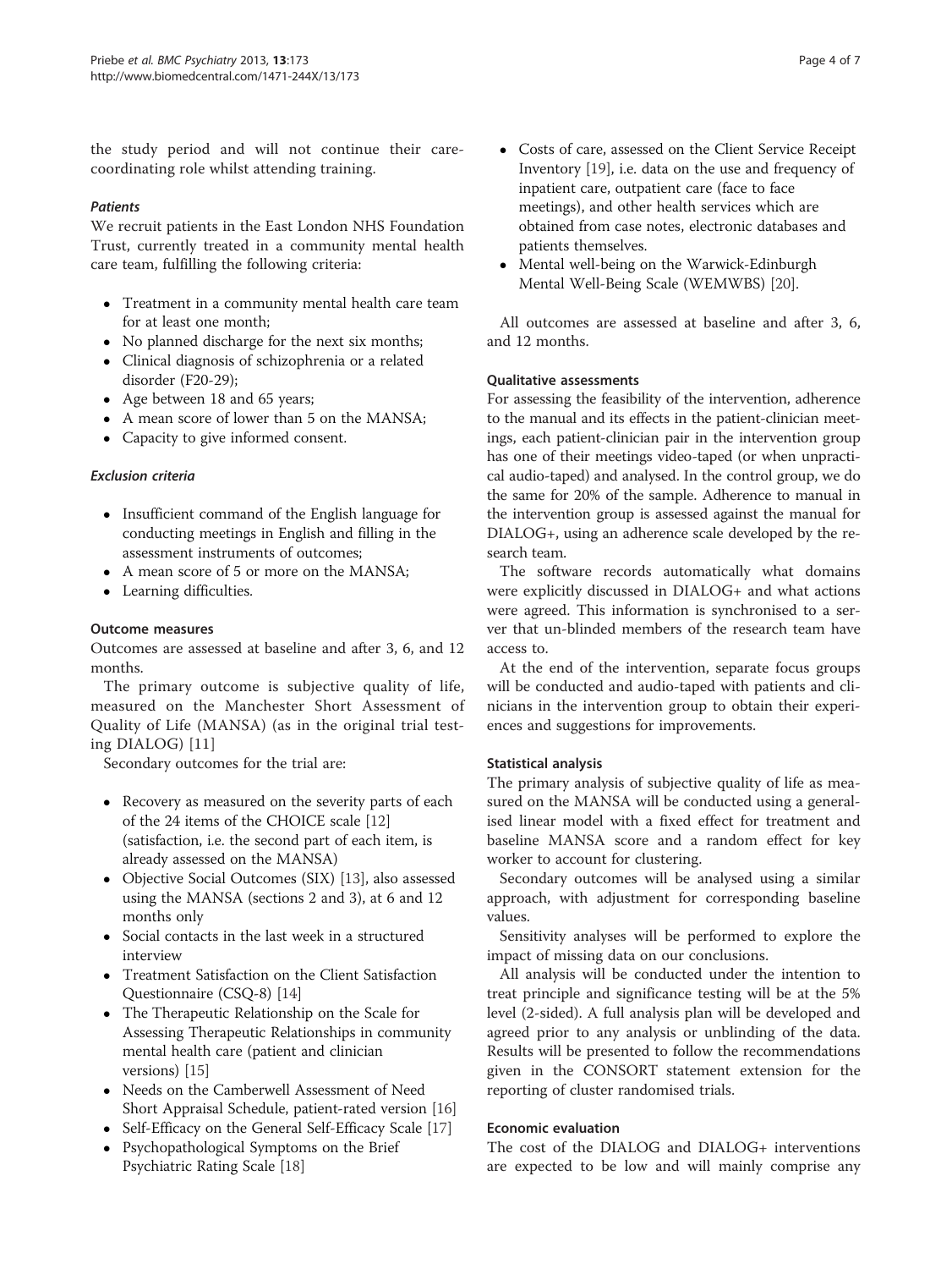the study period and will not continue their care-coordinating role whilst attending training.

#### *Patients*

We recruit patients in the East London NHS Foundation Trust, currently treated in a community mental health care team, fulfilling the following criteria:

- Treatment in a community mental health care team for at least one month;
- No planned discharge for the next six months;
- Clinical diagnosis of schizophrenia or a related disorder (F20-29);
- Age between 18 and 65 years;
- A mean score of lower than 5 on the MANSA;
- Capacity to give informed consent.

#### *Exclusion criteria*

- Insufficient command of the English language for conducting meetings in English and filling in the assessment instruments of outcomes;
- A mean score of 5 or more on the MANSA;
- Learning difficulties.

### Outcome measures

Outcomes are assessed at baseline and after 3, 6, and 12 months.

The primary outcome is subjective quality of life, measured on the Manchester Short Assessment of Quality of Life (MANSA) (as in the original trial testing DIALOG) [11]

Secondary outcomes for the trial are:

- Recovery as measured on the severity parts of each of the 24 items of the CHOICE scale [12] (satisfaction, i.e. the second part of each item, is already assessed on the MANSA)
- Objective Social Outcomes (SIX) [13], also assessed using the MANSA (sections 2 and 3), at 6 and 12 months only
- Social contacts in the last week in a structured interview
- Treatment Satisfaction on the Client Satisfaction Questionnaire (CSQ-8) [14]
- The Therapeutic Relationship on the Scale for Assessing Therapeutic Relationships in community mental health care (patient and clinician versions) [15]
- Needs on the Camberwell Assessment of Need Short Appraisal Schedule, patient-rated version [16]
- Self-Efficacy on the General Self-Efficacy Scale [17]
- Psychopathological Symptoms on the Brief Psychiatric Rating Scale [18]
- Costs of care, assessed on the Client Service Receipt Inventory [19], i.e. data on the use and frequency of inpatient care, outpatient care (face to face meetings), and other health services which are obtained from case notes, electronic databases and patients themselves.
- Mental well-being on the Warwick-Edinburgh Mental Well-Being Scale (WEMWBS) [20].

All outcomes are assessed at baseline and after 3, 6, and 12 months.

### Qualitative assessments

For assessing the feasibility of the intervention, adherence to the manual and its effects in the patient-clinician meetings, each patient-clinician pair in the intervention group has one of their meetings video-taped (or when unpractical audio-taped) and analysed. In the control group, we do the same for 20% of the sample. Adherence to manual in the intervention group is assessed against the manual for DIALOG+, using an adherence scale developed by the research team.

The software records automatically what domains were explicitly discussed in DIALOG+ and what actions were agreed. This information is synchronised to a server that un-blinded members of the research team have access to.

At the end of the intervention, separate focus groups will be conducted and audio-taped with patients and clinicians in the intervention group to obtain their experiences and suggestions for improvements.

### Statistical analysis

The primary analysis of subjective quality of life as measured on the MANSA will be conducted using a generalised linear model with a fixed effect for treatment and baseline MANSA score and a random effect for key worker to account for clustering.

Secondary outcomes will be analysed using a similar approach, with adjustment for corresponding baseline values.

Sensitivity analyses will be performed to explore the impact of missing data on our conclusions.

All analysis will be conducted under the intention to treat principle and significance testing will be at the 5% level (2-sided). A full analysis plan will be developed and agreed prior to any analysis or unblinding of the data. Results will be presented to follow the recommendations given in the CONSORT statement extension for the reporting of cluster randomised trials.

### Economic evaluation

The cost of the DIALOG and DIALOG+ interventions are expected to be low and will mainly comprise any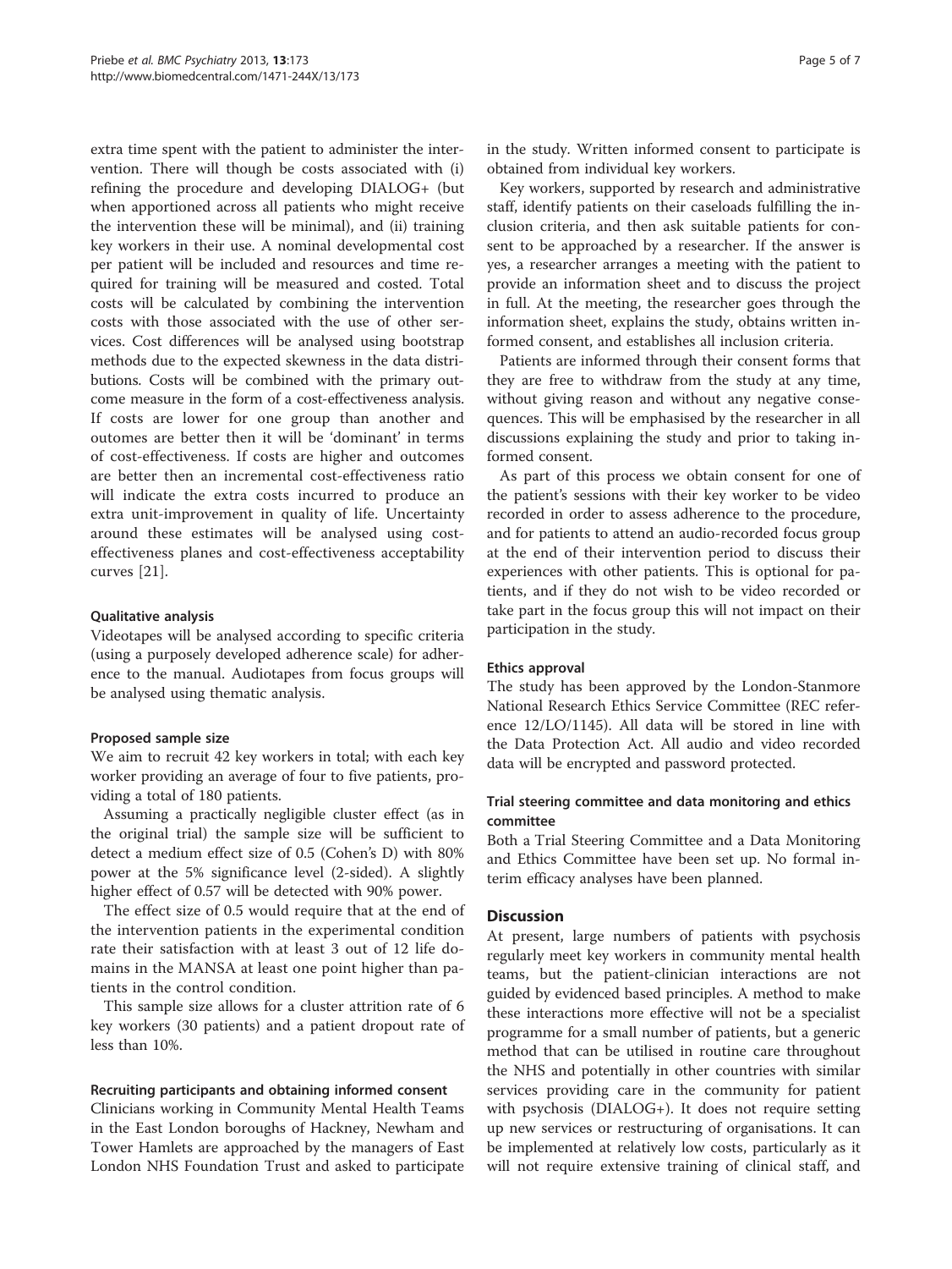extra time spent with the patient to administer the intervention. There will though be costs associated with (i) refining the procedure and developing DIALOG+ (but when apportioned across all patients who might receive the intervention these will be minimal), and (ii) training key workers in their use. A nominal developmental cost per patient will be included and resources and time required for training will be measured and costed. Total costs will be calculated by combining the intervention costs with those associated with the use of other services. Cost differences will be analysed using bootstrap methods due to the expected skewness in the data distributions. Costs will be combined with the primary outcome measure in the form of a cost-effectiveness analysis. If costs are lower for one group than another and outomes are better then it will be 'dominant' in terms of cost-effectiveness. If costs are higher and outcomes are better then an incremental cost-effectiveness ratio will indicate the extra costs incurred to produce an extra unit-improvement in quality of life. Uncertainty around these estimates will be analysed using cost-effectiveness planes and cost-effectiveness acceptability curves [21].

#### Qualitative analysis

Videotapes will be analysed according to specific criteria (using a purposely developed adherence scale) for adherence to the manual. Audiotapes from focus groups will be analysed using thematic analysis.

#### Proposed sample size

We aim to recruit 42 key workers in total; with each key worker providing an average of four to five patients, providing a total of 180 patients.

Assuming a practically negligible cluster effect (as in the original trial) the sample size will be sufficient to detect a medium effect size of 0.5 (Cohen's D) with 80% power at the 5% significance level (2-sided). A slightly higher effect of 0.57 will be detected with 90% power.

The effect size of 0.5 would require that at the end of the intervention patients in the experimental condition rate their satisfaction with at least 3 out of 12 life domains in the MANSA at least one point higher than patients in the control condition.

This sample size allows for a cluster attrition rate of 6 key workers (30 patients) and a patient dropout rate of less than 10%.

#### Recruiting participants and obtaining informed consent

Clinicians working in Community Mental Health Teams in the East London boroughs of Hackney, Newham and Tower Hamlets are approached by the managers of East London NHS Foundation Trust and asked to participate in the study. Written informed consent to participate is obtained from individual key workers.

Key workers, supported by research and administrative staff, identify patients on their caseloads fulfilling the inclusion criteria, and then ask suitable patients for consent to be approached by a researcher. If the answer is yes, a researcher arranges a meeting with the patient to provide an information sheet and to discuss the project in full. At the meeting, the researcher goes through the information sheet, explains the study, obtains written informed consent, and establishes all inclusion criteria.

Patients are informed through their consent forms that they are free to withdraw from the study at any time, without giving reason and without any negative consequences. This will be emphasised by the researcher in all discussions explaining the study and prior to taking informed consent.

As part of this process we obtain consent for one of the patient's sessions with their key worker to be video recorded in order to assess adherence to the procedure, and for patients to attend an audio-recorded focus group at the end of their intervention period to discuss their experiences with other patients. This is optional for patients, and if they do not wish to be video recorded or take part in the focus group this will not impact on their participation in the study.

#### Ethics approval

The study has been approved by the London-Stanmore National Research Ethics Service Committee (REC reference 12/LO/1145). All data will be stored in line with the Data Protection Act. All audio and video recorded data will be encrypted and password protected.

### Trial steering committee and data monitoring and ethics committee

Both a Trial Steering Committee and a Data Monitoring and Ethics Committee have been set up. No formal interim efficacy analyses have been planned.

## Discussion

At present, large numbers of patients with psychosis regularly meet key workers in community mental health teams, but the patient-clinician interactions are not guided by evidenced based principles. A method to make these interactions more effective will not be a specialist programme for a small number of patients, but a generic method that can be utilised in routine care throughout the NHS and potentially in other countries with similar services providing care in the community for patient with psychosis (DIALOG+). It does not require setting up new services or restructuring of organisations. It can be implemented at relatively low costs, particularly as it will not require extensive training of clinical staff, and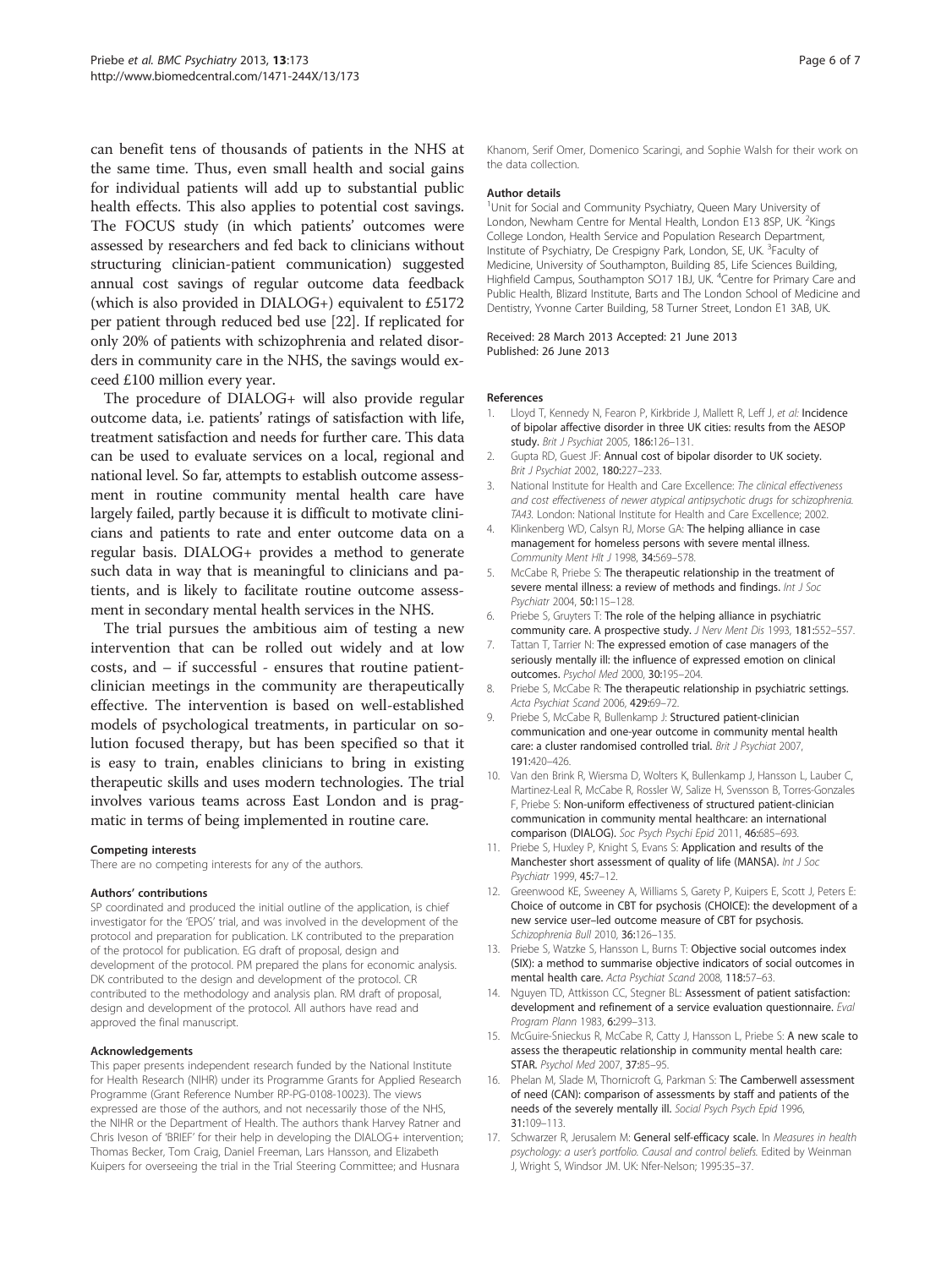can benefit tens of thousands of patients in the NHS at the same time. Thus, even small health and social gains for individual patients will add up to substantial public health effects. This also applies to potential cost savings. The FOCUS study (in which patients' outcomes were assessed by researchers and fed back to clinicians without structuring clinician-patient communication) suggested annual cost savings of regular outcome data feedback (which is also provided in DIALOG+) equivalent to £5172 per patient through reduced bed use [22]. If replicated for only 20% of patients with schizophrenia and related disorders in community care in the NHS, the savings would exceed £100 million every year.

The procedure of DIALOG+ will also provide regular outcome data, i.e. patients' ratings of satisfaction with life, treatment satisfaction and needs for further care. This data can be used to evaluate services on a local, regional and national level. So far, attempts to establish outcome assessment in routine community mental health care have largely failed, partly because it is difficult to motivate clinicians and patients to rate and enter outcome data on a regular basis. DIALOG+ provides a method to generate such data in way that is meaningful to clinicians and patients, and is likely to facilitate routine outcome assessment in secondary mental health services in the NHS.

The trial pursues the ambitious aim of testing a new intervention that can be rolled out widely and at low costs, and – if successful - ensures that routine patient-clinician meetings in the community are therapeutically effective. The intervention is based on well-established models of psychological treatments, in particular on solution focused therapy, but has been specified so that it is easy to train, enables clinicians to bring in existing therapeutic skills and uses modern technologies. The trial involves various teams across East London and is pragmatic in terms of being implemented in routine care.

#### Competing interests
There are no competing interests for any of the authors.

#### Authors' contributions
SP coordinated and produced the initial outline of the application, is chief investigator for the 'EPOS' trial, and was involved in the development of the protocol and preparation for publication. LK contributed to the preparation of the protocol for publication. EG draft of proposal, design and development of the protocol. PM prepared the plans for economic analysis. DK contributed to the design and development of the protocol. CR contributed to the methodology and analysis plan. RM draft of proposal, design and development of the protocol. All authors have read and approved the final manuscript.

#### Acknowledgements
This paper presents independent research funded by the National Institute for Health Research (NIHR) under its Programme Grants for Applied Research Programme (Grant Reference Number RP-PG-0108-10023). The views expressed are those of the authors, and not necessarily those of the NHS, the NIHR or the Department of Health. The authors thank Harvey Ratner and Chris Iveson of 'BRIEF' for their help in developing the DIALOG+ intervention; Thomas Becker, Tom Craig, Daniel Freeman, Lars Hansson, and Elizabeth Kuipers for overseeing the trial in the Trial Steering Committee; and Husnara Khanom, Serif Omer, Domenico Scaringi, and Sophie Walsh for their work on the data collection.

#### Author details
[1]Unit for Social and Community Psychiatry, Queen Mary University of London, Newham Centre for Mental Health, London E13 8SP, UK. [2]Kings College London, Health Service and Population Research Department, Institute of Psychiatry, De Crespigny Park, London, SE, UK. [3]Faculty of Medicine, University of Southampton, Building 85, Life Sciences Building, Highfield Campus, Southampton SO17 1BJ, UK. [4]Centre for Primary Care and Public Health, Blizard Institute, Barts and The London School of Medicine and Dentistry, Yvonne Carter Building, 58 Turner Street, London E1 3AB, UK.

Received: 28 March 2013 Accepted: 21 June 2013
Published: 26 June 2013

#### References
1. Lloyd T, Kennedy N, Fearon P, Kirkbride J, Mallett R, Leff J, *et al*: **Incidence of bipolar affective disorder in three UK cities: results from the AESOP study.** *Brit J Psychiat* 2005, **186:**126–131.
2. Gupta RD, Guest JF: **Annual cost of bipolar disorder to UK society.** *Brit J Psychiat* 2002, **180:**227–233.
3. National Institute for Health and Care Excellence: *The clinical effectiveness and cost effectiveness of newer atypical antipsychotic drugs for schizophrenia. TA43*. London: National Institute for Health and Care Excellence; 2002.
4. Klinkenberg WD, Calsyn RJ, Morse GA: **The helping alliance in case management for homeless persons with severe mental illness.** *Community Ment Hlt J* 1998, **34:**569–578.
5. McCabe R, Priebe S: **The therapeutic relationship in the treatment of severe mental illness: a review of methods and findings.** *Int J Soc Psychiatr* 2004, **50:**115–128.
6. Priebe S, Gruyters T: **The role of the helping alliance in psychiatric community care. A prospective study.** *J Nerv Ment Dis* 1993, **181:**552–557.
7. Tattan T, Tarrier N: **The expressed emotion of case managers of the seriously mentally ill: the influence of expressed emotion on clinical outcomes.** *Psychol Med* 2000, **30:**195–204.
8. Priebe S, McCabe R: **The therapeutic relationship in psychiatric settings.** *Acta Psychiat Scand* 2006, **429:**69–72.
9. Priebe S, McCabe R, Bullenkamp J: **Structured patient-clinician communication and one-year outcome in community mental health care: a cluster randomised controlled trial.** *Brit J Psychiat* 2007, **191:**420–426.
10. Van den Brink R, Wiersma D, Wolters K, Bullenkamp J, Hansson L, Lauber C, Martinez-Leal R, McCabe R, Rossler W, Salize H, Svensson B, Torres-Gonzales F, Priebe S: **Non-uniform effectiveness of structured patient-clinician communication in community mental healthcare: an international comparison (DIALOG).** *Soc Psych Psychi Epid* 2011, **46:**685–693.
11. Priebe S, Huxley P, Knight S, Evans S: **Application and results of the Manchester short assessment of quality of life (MANSA).** *Int J Soc Psychiatr* 1999, **45:**7–12.
12. Greenwood KE, Sweeney A, Williams S, Garety P, Kuipers E, Scott J, Peters E: **Choice of outcome in CBT for psychosis (CHOICE): the development of a new service user–led outcome measure of CBT for psychosis.** *Schizophrenia Bull* 2010, **36:**126–135.
13. Priebe S, Watzke S, Hansson L, Burns T: **Objective social outcomes index (SIX): a method to summarise objective indicators of social outcomes in mental health care.** *Acta Psychiat Scand* 2008, **118:**57–63.
14. Nguyen TD, Attkisson CC, Stegner BL: **Assessment of patient satisfaction: development and refinement of a service evaluation questionnaire.** *Eval Program Plann* 1983, **6:**299–313.
15. McGuire-Snieckus R, McCabe R, Catty J, Hansson L, Priebe S: **A new scale to assess the therapeutic relationship in community mental health care: STAR.** *Psychol Med* 2007, **37:**85–95.
16. Phelan M, Slade M, Thornicroft G, Parkman S: **The Camberwell assessment of need (CAN): comparison of assessments by staff and patients of the needs of the severely mentally ill.** *Social Psych Psych Epid* 1996, **31:**109–113.
17. Schwarzer R, Jerusalem M: **General self-efficacy scale.** In *Measures in health psychology: a user's portfolio. Causal and control beliefs.* Edited by Weinman J, Wright S, Windsor JM. UK: Nfer-Nelson; 1995:35–37.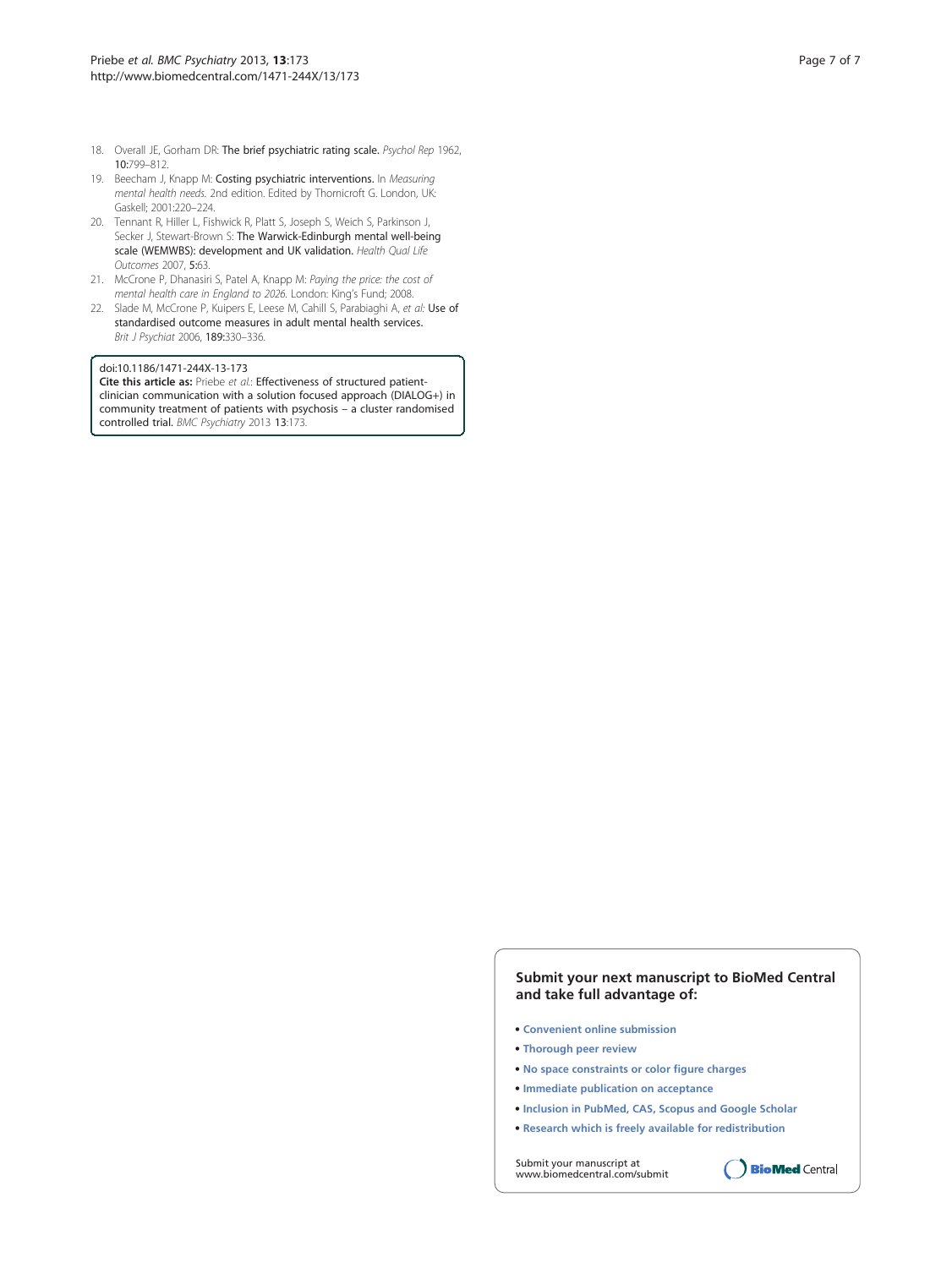18. Overall JE, Gorham DR: **The brief psychiatric rating scale.** *Psychol Rep* 1962, **10:**799–812.
19. Beecham J, Knapp M: **Costing psychiatric interventions.** In *Measuring mental health needs.* 2nd edition. Edited by Thornicroft G. London, UK: Gaskell; 2001:220–224.
20. Tennant R, Hiller L, Fishwick R, Platt S, Joseph S, Weich S, Parkinson J, Secker J, Stewart-Brown S: **The Warwick-Edinburgh mental well-being scale (WEMWBS): development and UK validation.** *Health Qual Life Outcomes* 2007, **5:**63.
21. McCrone P, Dhanasiri S, Patel A, Knapp M: *Paying the price: the cost of mental health care in England to 2026.* London: King's Fund; 2008.
22. Slade M, McCrone P, Kuipers E, Leese M, Cahill S, Parabiaghi A, *et al:* **Use of standardised outcome measures in adult mental health services.** *Brit J Psychiat* 2006, **189:**330–336.

doi:10.1186/1471-244X-13-173
**Cite this article as:** Priebe *et al.*: **Effectiveness of structured patient-clinician communication with a solution focused approach (DIALOG+) in community treatment of patients with psychosis – a cluster randomised controlled trial.** *BMC Psychiatry* 2013 **13**:173.

**Submit your next manuscript to BioMed Central and take full advantage of:**

- **Convenient online submission**
- **Thorough peer review**
- **No space constraints or color figure charges**
- **Immediate publication on acceptance**
- **Inclusion in PubMed, CAS, Scopus and Google Scholar**
- **Research which is freely available for redistribution**

Submit your manuscript at
www.biomedcentral.com/submit

BioMed Central